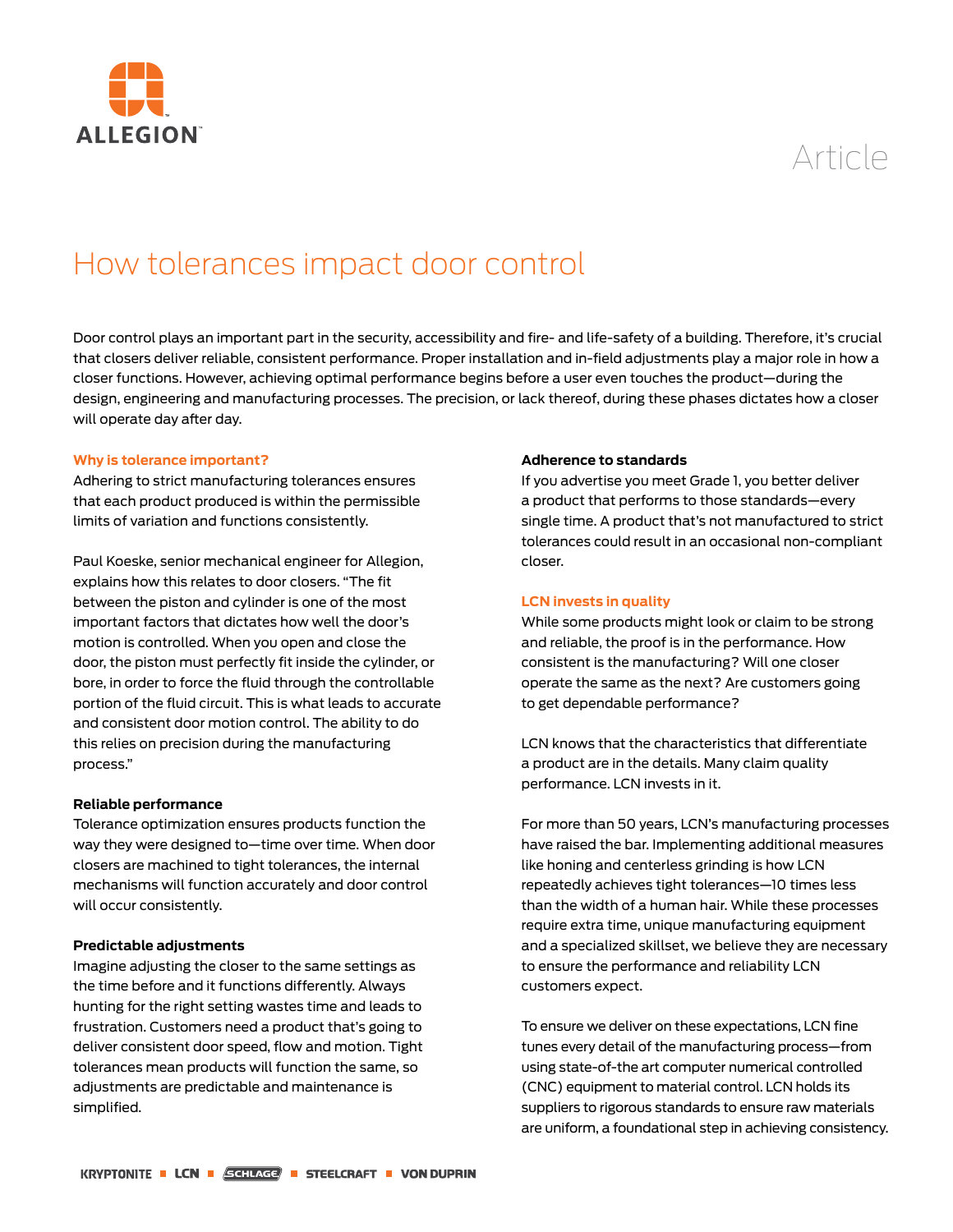Article

# How tolerances impact door control

Door control plays an important part in the security, accessibility and fire- and life-safety of a building. Therefore, it's crucial that closers deliver reliable, consistent performance. Proper installation and in-field adjustments play a major role in how a closer functions. However, achieving optimal performance begins before a user even touches the product—during the design, engineering and manufacturing processes. The precision, or lack thereof, during these phases dictates how a closer will operate day after day.

## Why is tolerance important?

Adhering to strict manufacturing tolerances ensures that each product produced is within the permissible limits of variation and functions consistently.

Paul Koeske, senior mechanical engineer for Allegion, explains how this relates to door closers. "The fit between the piston and cylinder is one of the most important factors that dictates how well the door's motion is controlled. When you open and close the door, the piston must perfectly fit inside the cylinder, or bore, in order to force the fluid through the controllable portion of the fluid circuit. This is what leads to accurate and consistent door motion control. The ability to do this relies on precision during the manufacturing process."

### Reliable performance

Tolerance optimization ensures products function the way they were designed to—time over time. When door closers are machined to tight tolerances, the internal mechanisms will function accurately and door control will occur consistently.

### Predictable adjustments

Imagine adjusting the closer to the same settings as the time before and it functions differently. Always hunting for the right setting wastes time and leads to frustration. Customers need a product that's going to deliver consistent door speed, flow and motion. Tight tolerances mean products will function the same, so adjustments are predictable and maintenance is simplified.

### Adherence to standards

If you advertise you meet Grade 1, you better deliver a product that performs to those standards—every single time. A product that's not manufactured to strict tolerances could result in an occasional non-compliant closer.

## LCN invests in quality

While some products might look or claim to be strong and reliable, the proof is in the performance. How consistent is the manufacturing? Will one closer operate the same as the next? Are customers going to get dependable performance?

LCN knows that the characteristics that differentiate a product are in the details. Many claim quality performance. LCN invests in it.

For more than 50 years, LCN's manufacturing processes have raised the bar. Implementing additional measures like honing and centerless grinding is how LCN repeatedly achieves tight tolerances—10 times less than the width of a human hair. While these processes require extra time, unique manufacturing equipment and a specialized skillset, we believe they are necessary to ensure the performance and reliability LCN customers expect.

To ensure we deliver on these expectations, LCN fine tunes every detail of the manufacturing process—from using state-of-the art computer numerical controlled (CNC) equipment to material control. LCN holds its suppliers to rigorous standards to ensure raw materials are uniform, a foundational step in achieving consistency.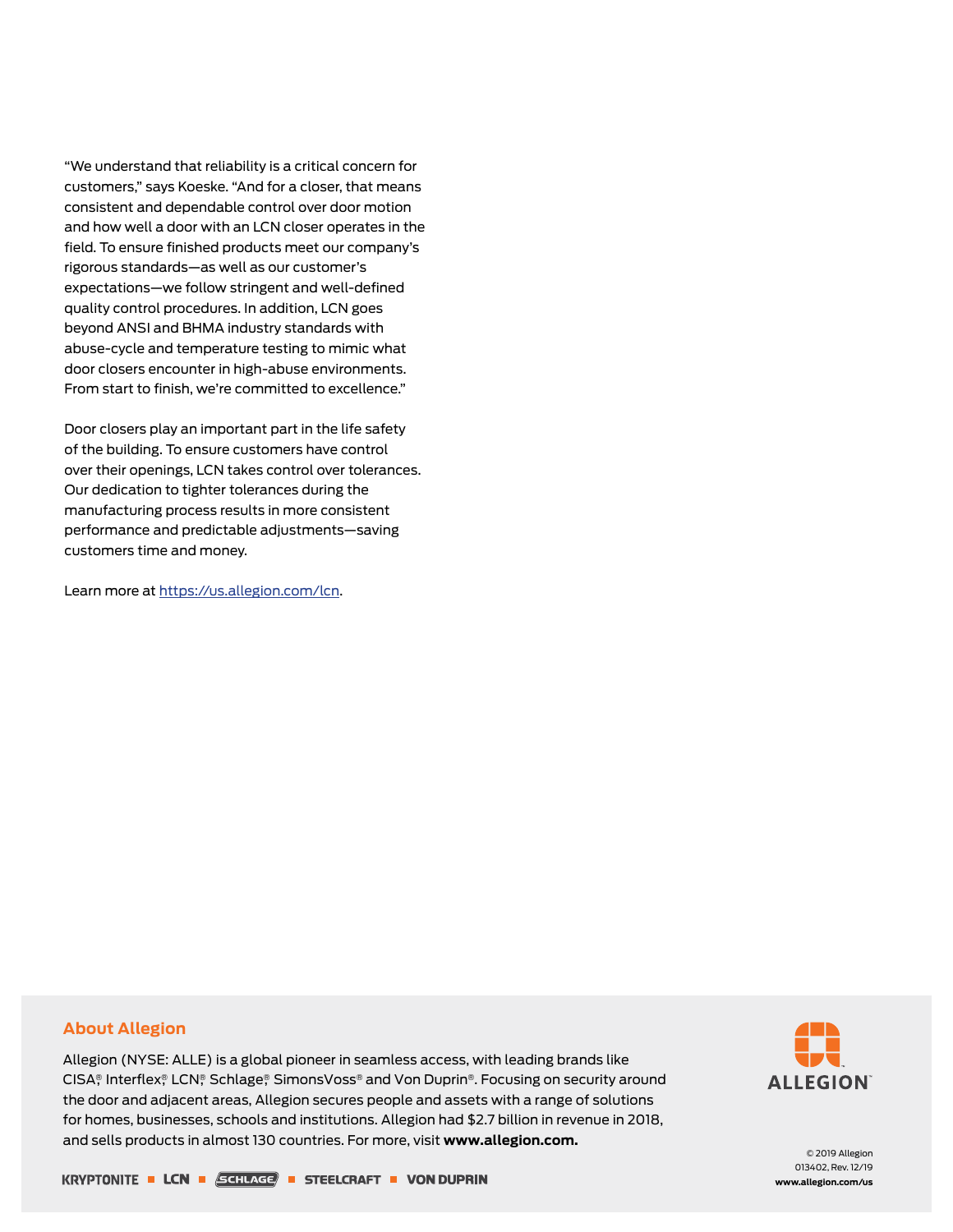"We understand that reliability is a critical concern for customers," says Koeske. "And for a closer, that means consistent and dependable control over door motion and how well a door with an LCN closer operates in the field. To ensure finished products meet our company's rigorous standards—as well as our customer's expectations—we follow stringent and well-defined quality control procedures. In addition, LCN goes beyond ANSI and BHMA industry standards with abuse-cycle and temperature testing to mimic what door closers encounter in high-abuse environments. From start to finish, we're committed to excellence."

Door closers play an important part in the life safety of the building. To ensure customers have control over their openings, LCN takes control over tolerances. Our dedication to tighter tolerances during the manufacturing process results in more consistent performance and predictable adjustments—saving customers time and money.

Learn more at https://us.allegion.com/lcn.

## About Allegion

Allegion (NYSE: ALLE) is a global pioneer in seamless access, with leading brands like CISA®, Interflex®, LCN®, Schlage®, SimonsVoss® and Von Duprin®. Focusing on security around the door and adjacent areas, Allegion secures people and assets with a range of solutions for homes, businesses, schools and institutions. Allegion had $2.7 billion in revenue in 2018, and sells products in almost 130 countries. For more, visit **www.allegion.com.**

ALLEGION™

KRYPTONITE ■ LCN ■ SCHLAGE ■ STEELCRAFT ■ VON DUPRIN

© 2019 Allegion
013402, Rev. 12/19
**www.allegion.com/us**